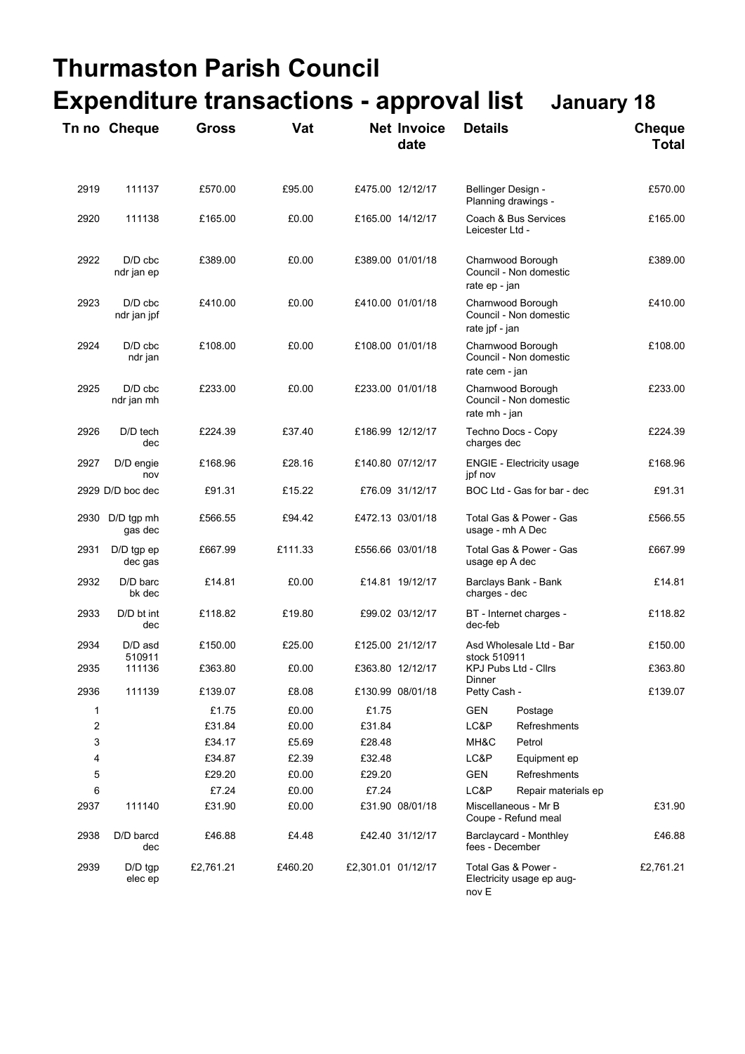# Thurmaston Parish Council

# Expenditure transactions - approval list **January 18**

| Tn no | Cheque | Gross | Vat | Net | Invoice date | Details | | Cheque Total |
|---|---|---|---|---|---|---|---|---|
| 2919 | 111137 | £570.00 | £95.00 | £475.00 | 12/12/17 | Bellinger Design - Planning drawings - | | £570.00 |
| 2920 | 111138 | £165.00 | £0.00 | £165.00 | 14/12/17 | Coach & Bus Services Leicester Ltd - | | £165.00 |
| 2922 | D/D cbc ndr jan ep | £389.00 | £0.00 | £389.00 | 01/01/18 | Charnwood Borough Council - Non domestic rate ep - jan | | £389.00 |
| 2923 | D/D cbc ndr jan jpf | £410.00 | £0.00 | £410.00 | 01/01/18 | Charnwood Borough Council - Non domestic rate jpf - jan | | £410.00 |
| 2924 | D/D cbc ndr jan | £108.00 | £0.00 | £108.00 | 01/01/18 | Charnwood Borough Council - Non domestic rate cem - jan | | £108.00 |
| 2925 | D/D cbc ndr jan mh | £233.00 | £0.00 | £233.00 | 01/01/18 | Charnwood Borough Council - Non domestic rate mh - jan | | £233.00 |
| 2926 | D/D tech dec | £224.39 | £37.40 | £186.99 | 12/12/17 | Techno Docs - Copy charges dec | | £224.39 |
| 2927 | D/D engie nov | £168.96 | £28.16 | £140.80 | 07/12/17 | ENGIE - Electricity usage jpf nov | | £168.96 |
| 2929 | D/D boc dec | £91.31 | £15.22 | £76.09 | 31/12/17 | BOC Ltd - Gas for bar - dec | | £91.31 |
| 2930 | D/D tgp mh gas dec | £566.55 | £94.42 | £472.13 | 03/01/18 | Total Gas & Power - Gas usage - mh A Dec | | £566.55 |
| 2931 | D/D tgp ep dec gas | £667.99 | £111.33 | £556.66 | 03/01/18 | Total Gas & Power - Gas usage ep A dec | | £667.99 |
| 2932 | D/D barc bk dec | £14.81 | £0.00 | £14.81 | 19/12/17 | Barclays Bank - Bank charges - dec | | £14.81 |
| 2933 | D/D bt int dec | £118.82 | £19.80 | £99.02 | 03/12/17 | BT - Internet charges - dec-feb | | £118.82 |
| 2934 | D/D asd 510911 | £150.00 | £25.00 | £125.00 | 21/12/17 | Asd Wholesale Ltd - Bar stock 510911 | | £150.00 |
| 2935 | 111136 | £363.80 | £0.00 | £363.80 | 12/12/17 | KPJ Pubs Ltd - Cllrs Dinner | | £363.80 |
| 2936 | 111139 | £139.07 | £8.08 | £130.99 | 08/01/18 | Petty Cash - | | £139.07 |
| 1 | | £1.75 | £0.00 | £1.75 | | GEN | Postage | |
| 2 | | £31.84 | £0.00 | £31.84 | | LC&P | Refreshments | |
| 3 | | £34.17 | £5.69 | £28.48 | | MH&C | Petrol | |
| 4 | | £34.87 | £2.39 | £32.48 | | LC&P | Equipment ep | |
| 5 | | £29.20 | £0.00 | £29.20 | | GEN | Refreshments | |
| 6 | | £7.24 | £0.00 | £7.24 | | LC&P | Repair materials ep | |
| 2937 | 111140 | £31.90 | £0.00 | £31.90 | 08/01/18 | Miscellaneous - Mr B Coupe - Refund meal | | £31.90 |
| 2938 | D/D barcd dec | £46.88 | £4.48 | £42.40 | 31/12/17 | Barclaycard - Monthley fees - December | | £46.88 |
| 2939 | D/D tgp elec ep | £2,761.21 | £460.20 | £2,301.01 | 01/12/17 | Total Gas & Power - Electricity usage ep aug-nov E | | £2,761.21 |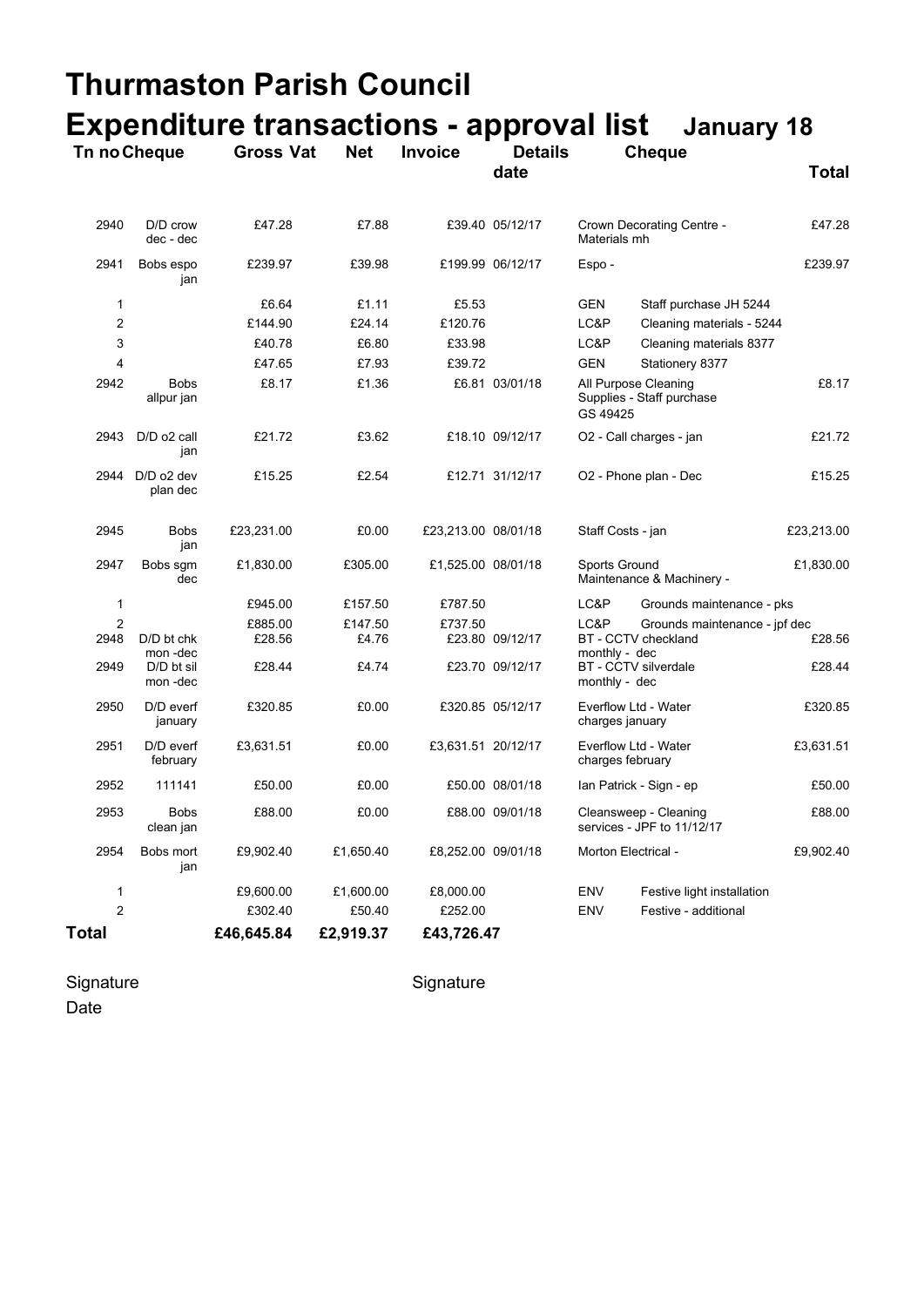# Thurmaston Parish Council

## Expenditure transactions - approval list **January 18**

| Tn no | Cheque | Gross | Vat | Net | Invoice date | Details | Cheque | Total |
|---|---|---|---|---|---|---|---|---|
| 2940 | D/D crow dec - dec | £47.28 | £7.88 | £39.40 | 05/12/17 | Crown Decorating Centre - Materials mh | | £47.28 |
| 2941 | Bobs espo jan | £239.97 | £39.98 | £199.99 | 06/12/17 | Espo - | | £239.97 |
| 1 | | £6.64 | £1.11 | £5.53 | | GEN | Staff purchase JH 5244 | |
| 2 | | £144.90 | £24.14 | £120.76 | | LC&P | Cleaning materials - 5244 | |
| 3 | | £40.78 | £6.80 | £33.98 | | LC&P | Cleaning materials 8377 | |
| 4 | | £47.65 | £7.93 | £39.72 | | GEN | Stationery 8377 | |
| 2942 | Bobs allpur jan | £8.17 | £1.36 | £6.81 | 03/01/18 | All Purpose Cleaning Supplies - Staff purchase GS 49425 | | £8.17 |
| 2943 | D/D o2 call jan | £21.72 | £3.62 | £18.10 | 09/12/17 | O2 - Call charges - jan | | £21.72 |
| 2944 | D/D o2 dev plan dec | £15.25 | £2.54 | £12.71 | 31/12/17 | O2 - Phone plan - Dec | | £15.25 |
| 2945 | Bobs jan | £23,231.00 | £0.00 | £23,213.00 | 08/01/18 | Staff Costs - jan | | £23,213.00 |
| 2947 | Bobs sgm dec | £1,830.00 | £305.00 | £1,525.00 | 08/01/18 | Sports Ground Maintenance & Machinery - | | £1,830.00 |
| 1 | | £945.00 | £157.50 | £787.50 | | LC&P | Grounds maintenance - pks | |
| 2 | | £885.00 | £147.50 | £737.50 | | LC&P | Grounds maintenance - jpf dec | |
| 2948 | D/D bt chk mon -dec | £28.56 | £4.76 | £23.80 | 09/12/17 | BT - CCTV checkland monthly - dec | | £28.56 |
| 2949 | D/D bt sil mon -dec | £28.44 | £4.74 | £23.70 | 09/12/17 | BT - CCTV silverdale monthly - dec | | £28.44 |
| 2950 | D/D everf january | £320.85 | £0.00 | £320.85 | 05/12/17 | Everflow Ltd - Water charges january | | £320.85 |
| 2951 | D/D everf february | £3,631.51 | £0.00 | £3,631.51 | 20/12/17 | Everflow Ltd - Water charges february | | £3,631.51 |
| 2952 | 111141 | £50.00 | £0.00 | £50.00 | 08/01/18 | Ian Patrick - Sign - ep | | £50.00 |
| 2953 | Bobs clean jan | £88.00 | £0.00 | £88.00 | 09/01/18 | Cleansweep - Cleaning services - JPF to 11/12/17 | | £88.00 |
| 2954 | Bobs mort jan | £9,902.40 | £1,650.40 | £8,252.00 | 09/01/18 | Morton Electrical - | | £9,902.40 |
| 1 | | £9,600.00 | £1,600.00 | £8,000.00 | | ENV | Festive light installation | |
| 2 | | £302.40 | £50.40 | £252.00 | | ENV | Festive - additional | |
| **Total** | | **£46,645.84** | **£2,919.37** | **£43,726.47** | | | | |

Signature

Signature

Date